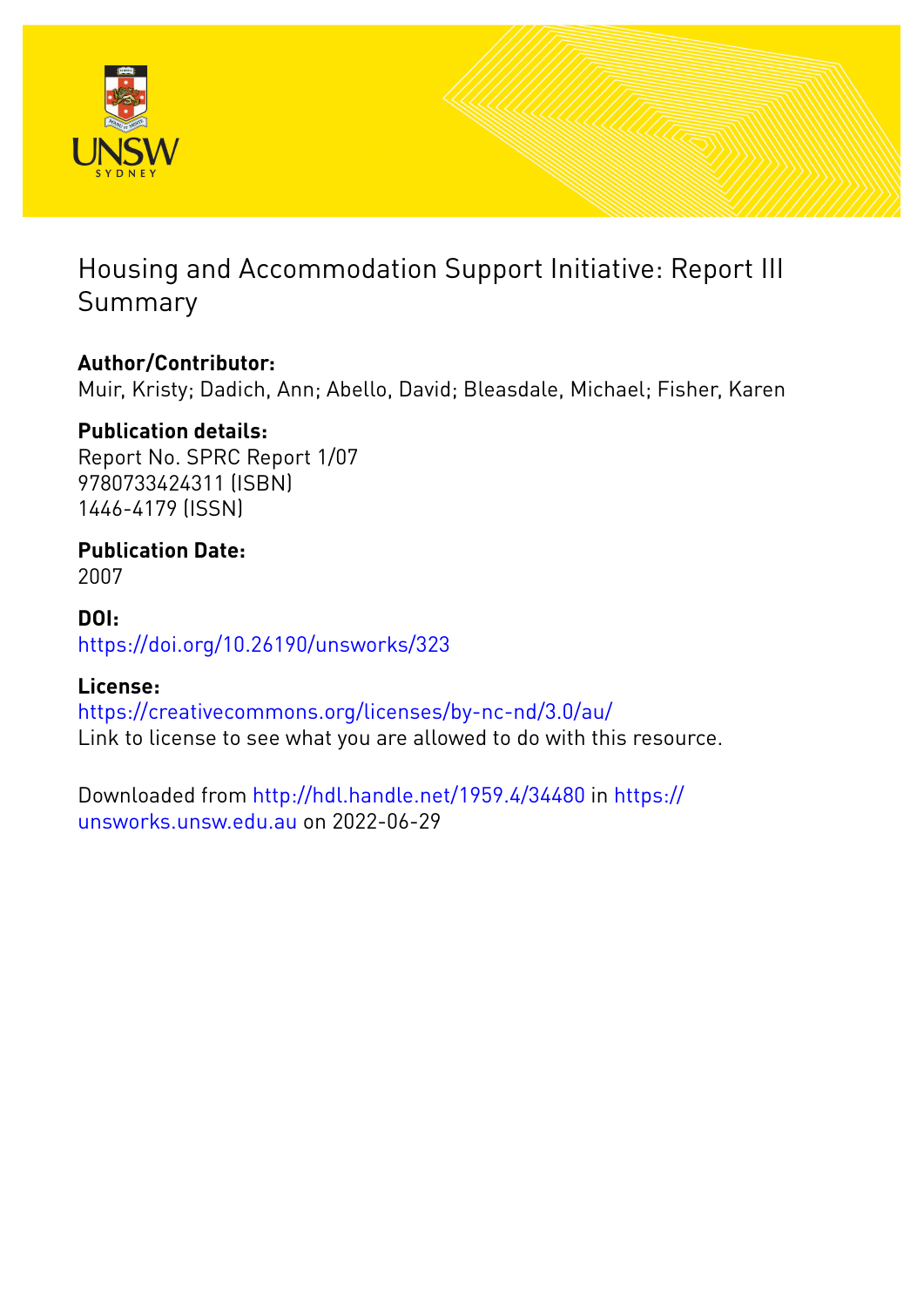# Housing and Accommodation Support Initiative: Report III Summary

**Author/Contributor:**
Muir, Kristy; Dadich, Ann; Abello, David; Bleasdale, Michael; Fisher, Karen

**Publication details:**
Report No. SPRC Report 1/07
9780733424311 (ISBN)
1446-4179 (ISSN)

**Publication Date:**
2007

**DOI:**
https://doi.org/10.26190/unsworks/323

**License:**
https://creativecommons.org/licenses/by-nc-nd/3.0/au/
Link to license to see what you are allowed to do with this resource.

Downloaded from http://hdl.handle.net/1959.4/34480 in https://unsworks.unsw.edu.au on 2022-06-29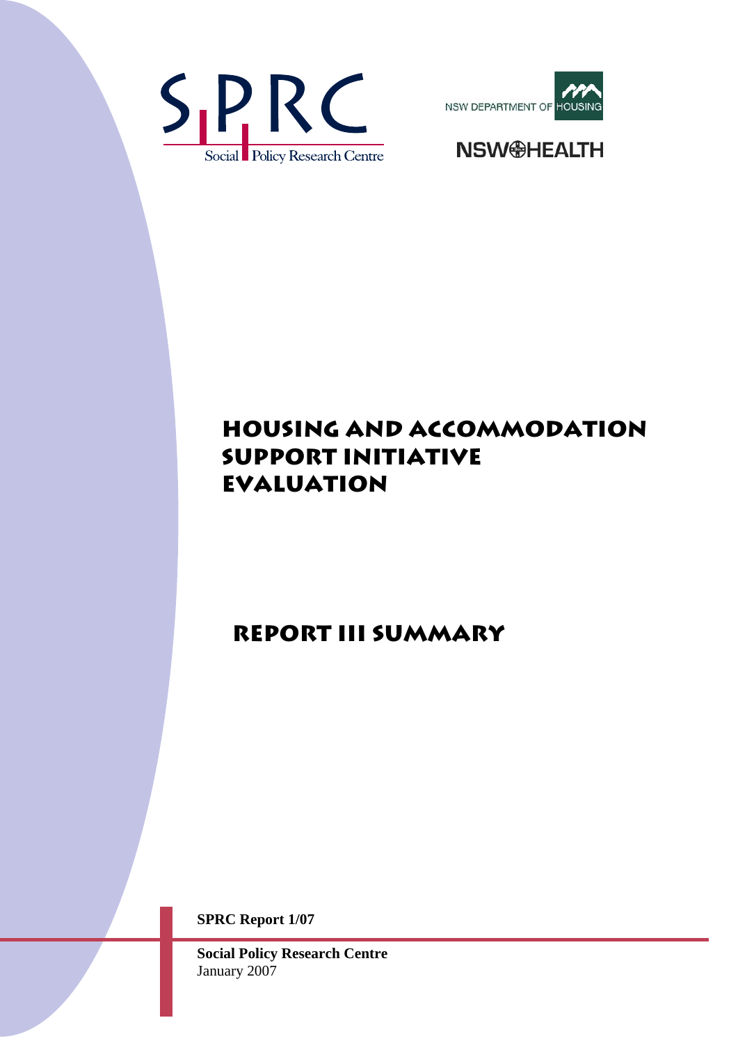SPRC

Social Policy Research Centre

NSW DEPARTMENT OF HOUSING

NSW HEALTH

# HOUSING AND ACCOMMODATION SUPPORT INITIATIVE EVALUATION

## REPORT III SUMMARY

**SPRC Report 1/07**

**Social Policy Research Centre**
January 2007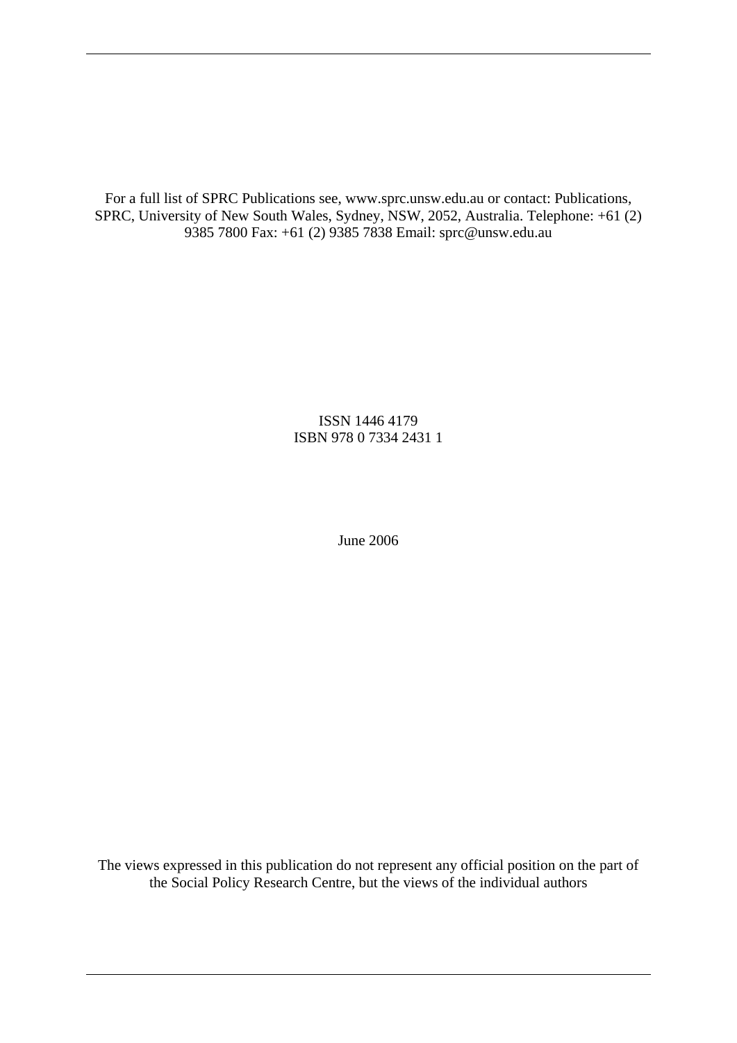For a full list of SPRC Publications see, www.sprc.unsw.edu.au or contact: Publications, SPRC, University of New South Wales, Sydney, NSW, 2052, Australia. Telephone: +61 (2) 9385 7800 Fax: +61 (2) 9385 7838 Email: sprc@unsw.edu.au

ISSN 1446 4179
ISBN 978 0 7334 2431 1

June 2006

The views expressed in this publication do not represent any official position on the part of the Social Policy Research Centre, but the views of the individual authors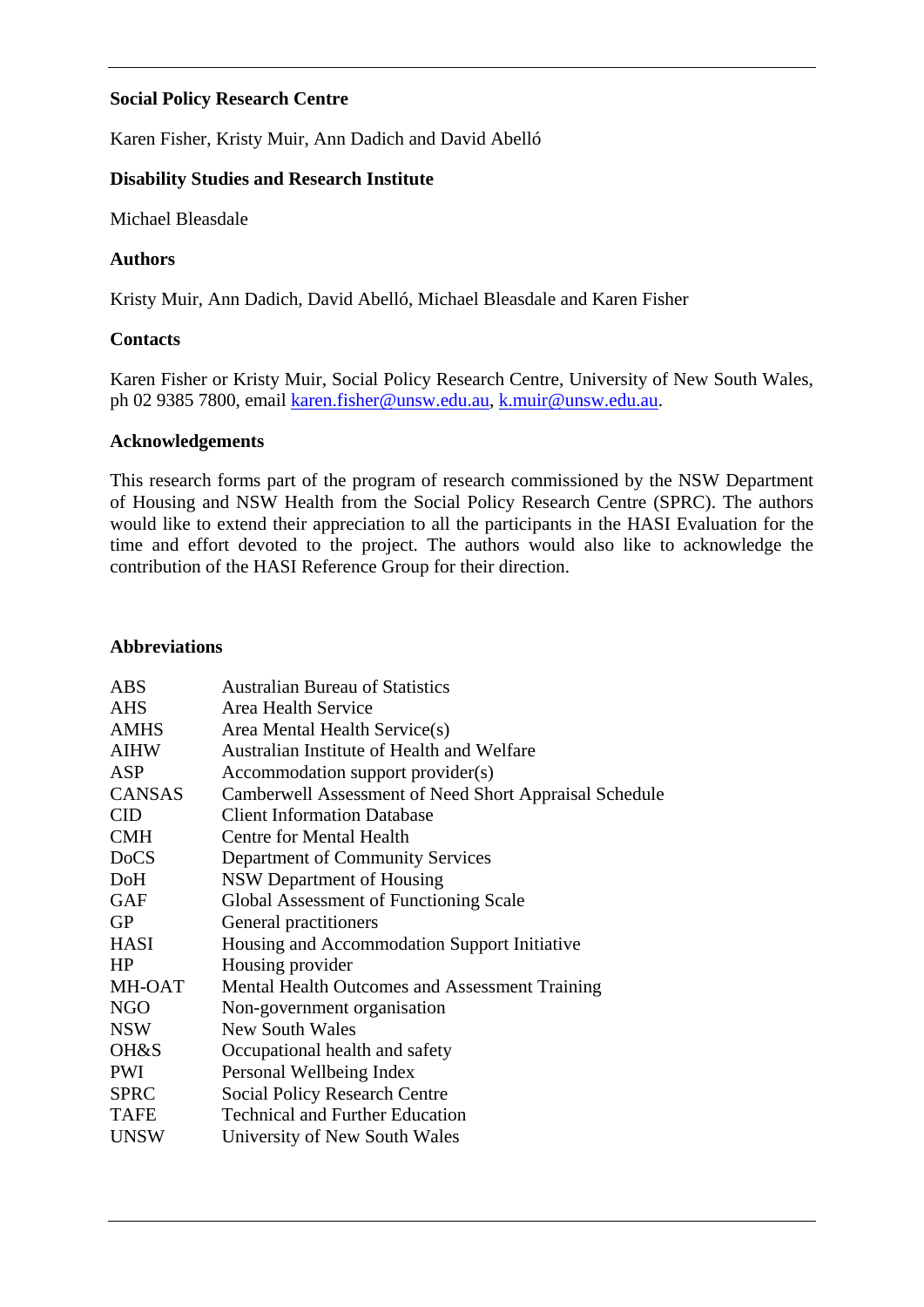**Social Policy Research Centre**

Karen Fisher, Kristy Muir, Ann Dadich and David Abelló

**Disability Studies and Research Institute**

Michael Bleasdale

**Authors**

Kristy Muir, Ann Dadich, David Abelló, Michael Bleasdale and Karen Fisher

**Contacts**

Karen Fisher or Kristy Muir, Social Policy Research Centre, University of New South Wales, ph 02 9385 7800, email karen.fisher@unsw.edu.au, k.muir@unsw.edu.au.

**Acknowledgements**

This research forms part of the program of research commissioned by the NSW Department of Housing and NSW Health from the Social Policy Research Centre (SPRC). The authors would like to extend their appreciation to all the participants in the HASI Evaluation for the time and effort devoted to the project. The authors would also like to acknowledge the contribution of the HASI Reference Group for their direction.

**Abbreviations**

| | |
|---|---|
| ABS | Australian Bureau of Statistics |
| AHS | Area Health Service |
| AMHS | Area Mental Health Service(s) |
| AIHW | Australian Institute of Health and Welfare |
| ASP | Accommodation support provider(s) |
| CANSAS | Camberwell Assessment of Need Short Appraisal Schedule |
| CID | Client Information Database |
| CMH | Centre for Mental Health |
| DoCS | Department of Community Services |
| DoH | NSW Department of Housing |
| GAF | Global Assessment of Functioning Scale |
| GP | General practitioners |
| HASI | Housing and Accommodation Support Initiative |
| HP | Housing provider |
| MH-OAT | Mental Health Outcomes and Assessment Training |
| NGO | Non-government organisation |
| NSW | New South Wales |
| OH&S | Occupational health and safety |
| PWI | Personal Wellbeing Index |
| SPRC | Social Policy Research Centre |
| TAFE | Technical and Further Education |
| UNSW | University of New South Wales |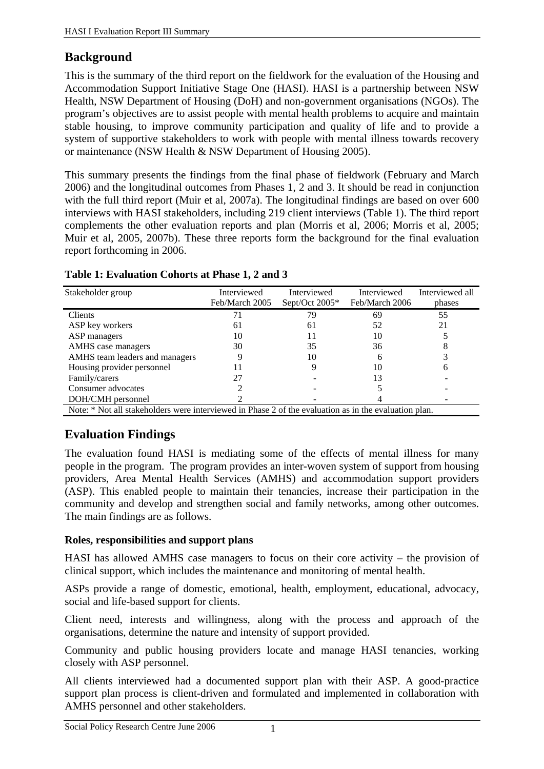## Background

This is the summary of the third report on the fieldwork for the evaluation of the Housing and Accommodation Support Initiative Stage One (HASI). HASI is a partnership between NSW Health, NSW Department of Housing (DoH) and non-government organisations (NGOs). The program's objectives are to assist people with mental health problems to acquire and maintain stable housing, to improve community participation and quality of life and to provide a system of supportive stakeholders to work with people with mental illness towards recovery or maintenance (NSW Health & NSW Department of Housing 2005).

This summary presents the findings from the final phase of fieldwork (February and March 2006) and the longitudinal outcomes from Phases 1, 2 and 3. It should be read in conjunction with the full third report (Muir et al, 2007a). The longitudinal findings are based on over 600 interviews with HASI stakeholders, including 219 client interviews (Table 1). The third report complements the other evaluation reports and plan (Morris et al, 2006; Morris et al, 2005; Muir et al, 2005, 2007b). These three reports form the background for the final evaluation report forthcoming in 2006.

**Table 1: Evaluation Cohorts at Phase 1, 2 and 3**

| Stakeholder group | Interviewed Feb/March 2005 | Interviewed Sept/Oct 2005* | Interviewed Feb/March 2006 | Interviewed all phases |
|---|---|---|---|---|
| Clients | 71 | 79 | 69 | 55 |
| ASP key workers | 61 | 61 | 52 | 21 |
| ASP managers | 10 | 11 | 10 | 5 |
| AMHS case managers | 30 | 35 | 36 | 8 |
| AMHS team leaders and managers | 9 | 10 | 6 | 3 |
| Housing provider personnel | 11 | 9 | 10 | 6 |
| Family/carers | 27 | - | 13 | - |
| Consumer advocates | 2 | - | 5 | - |
| DOH/CMH personnel | 2 | - | 4 | - |

Note: * Not all stakeholders were interviewed in Phase 2 of the evaluation as in the evaluation plan.

## Evaluation Findings

The evaluation found HASI is mediating some of the effects of mental illness for many people in the program. The program provides an inter-woven system of support from housing providers, Area Mental Health Services (AMHS) and accommodation support providers (ASP). This enabled people to maintain their tenancies, increase their participation in the community and develop and strengthen social and family networks, among other outcomes. The main findings are as follows.

### Roles, responsibilities and support plans

HASI has allowed AMHS case managers to focus on their core activity – the provision of clinical support, which includes the maintenance and monitoring of mental health.

ASPs provide a range of domestic, emotional, health, employment, educational, advocacy, social and life-based support for clients.

Client need, interests and willingness, along with the process and approach of the organisations, determine the nature and intensity of support provided.

Community and public housing providers locate and manage HASI tenancies, working closely with ASP personnel.

All clients interviewed had a documented support plan with their ASP. A good-practice support plan process is client-driven and formulated and implemented in collaboration with AMHS personnel and other stakeholders.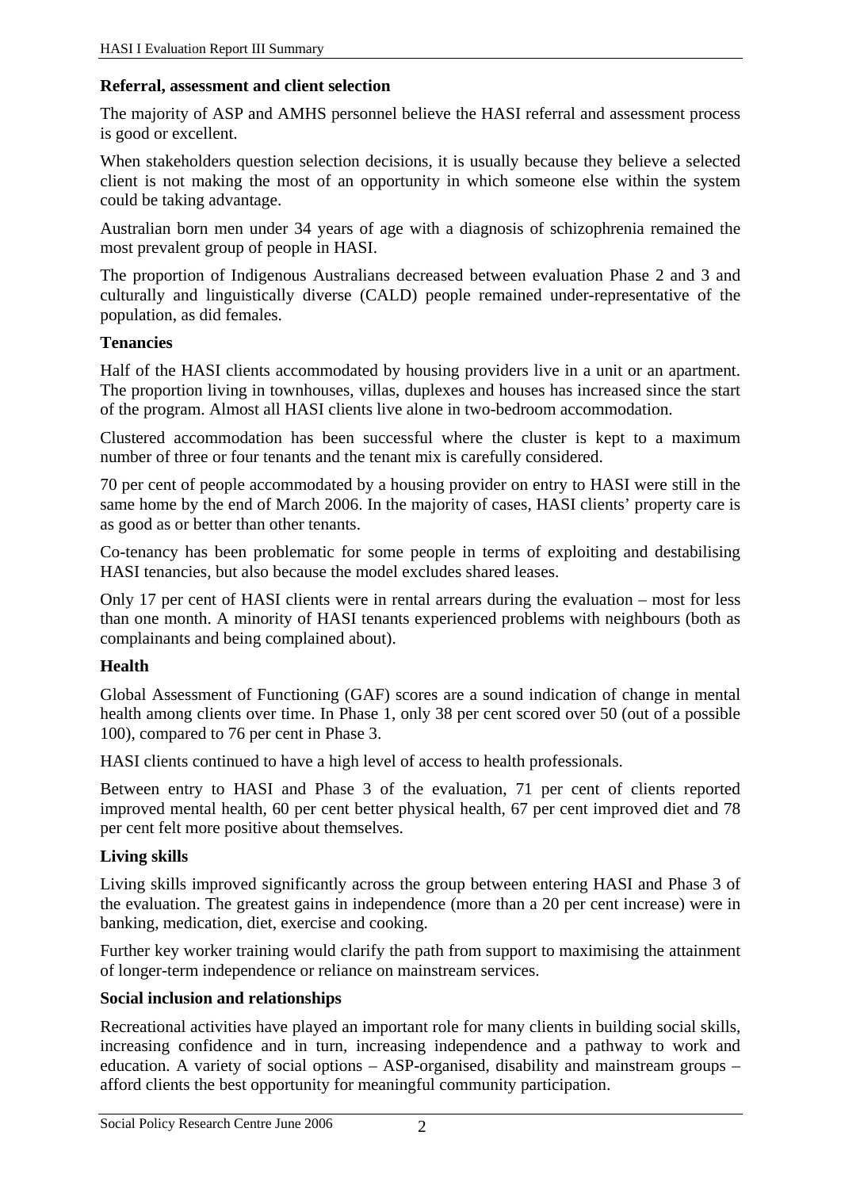**Referral, assessment and client selection**

The majority of ASP and AMHS personnel believe the HASI referral and assessment process is good or excellent.

When stakeholders question selection decisions, it is usually because they believe a selected client is not making the most of an opportunity in which someone else within the system could be taking advantage.

Australian born men under 34 years of age with a diagnosis of schizophrenia remained the most prevalent group of people in HASI.

The proportion of Indigenous Australians decreased between evaluation Phase 2 and 3 and culturally and linguistically diverse (CALD) people remained under-representative of the population, as did females.

**Tenancies**

Half of the HASI clients accommodated by housing providers live in a unit or an apartment. The proportion living in townhouses, villas, duplexes and houses has increased since the start of the program. Almost all HASI clients live alone in two-bedroom accommodation.

Clustered accommodation has been successful where the cluster is kept to a maximum number of three or four tenants and the tenant mix is carefully considered.

70 per cent of people accommodated by a housing provider on entry to HASI were still in the same home by the end of March 2006. In the majority of cases, HASI clients' property care is as good as or better than other tenants.

Co-tenancy has been problematic for some people in terms of exploiting and destabilising HASI tenancies, but also because the model excludes shared leases.

Only 17 per cent of HASI clients were in rental arrears during the evaluation – most for less than one month. A minority of HASI tenants experienced problems with neighbours (both as complainants and being complained about).

**Health**

Global Assessment of Functioning (GAF) scores are a sound indication of change in mental health among clients over time. In Phase 1, only 38 per cent scored over 50 (out of a possible 100), compared to 76 per cent in Phase 3.

HASI clients continued to have a high level of access to health professionals.

Between entry to HASI and Phase 3 of the evaluation, 71 per cent of clients reported improved mental health, 60 per cent better physical health, 67 per cent improved diet and 78 per cent felt more positive about themselves.

**Living skills**

Living skills improved significantly across the group between entering HASI and Phase 3 of the evaluation. The greatest gains in independence (more than a 20 per cent increase) were in banking, medication, diet, exercise and cooking.

Further key worker training would clarify the path from support to maximising the attainment of longer-term independence or reliance on mainstream services.

**Social inclusion and relationships**

Recreational activities have played an important role for many clients in building social skills, increasing confidence and in turn, increasing independence and a pathway to work and education. A variety of social options – ASP-organised, disability and mainstream groups – afford clients the best opportunity for meaningful community participation.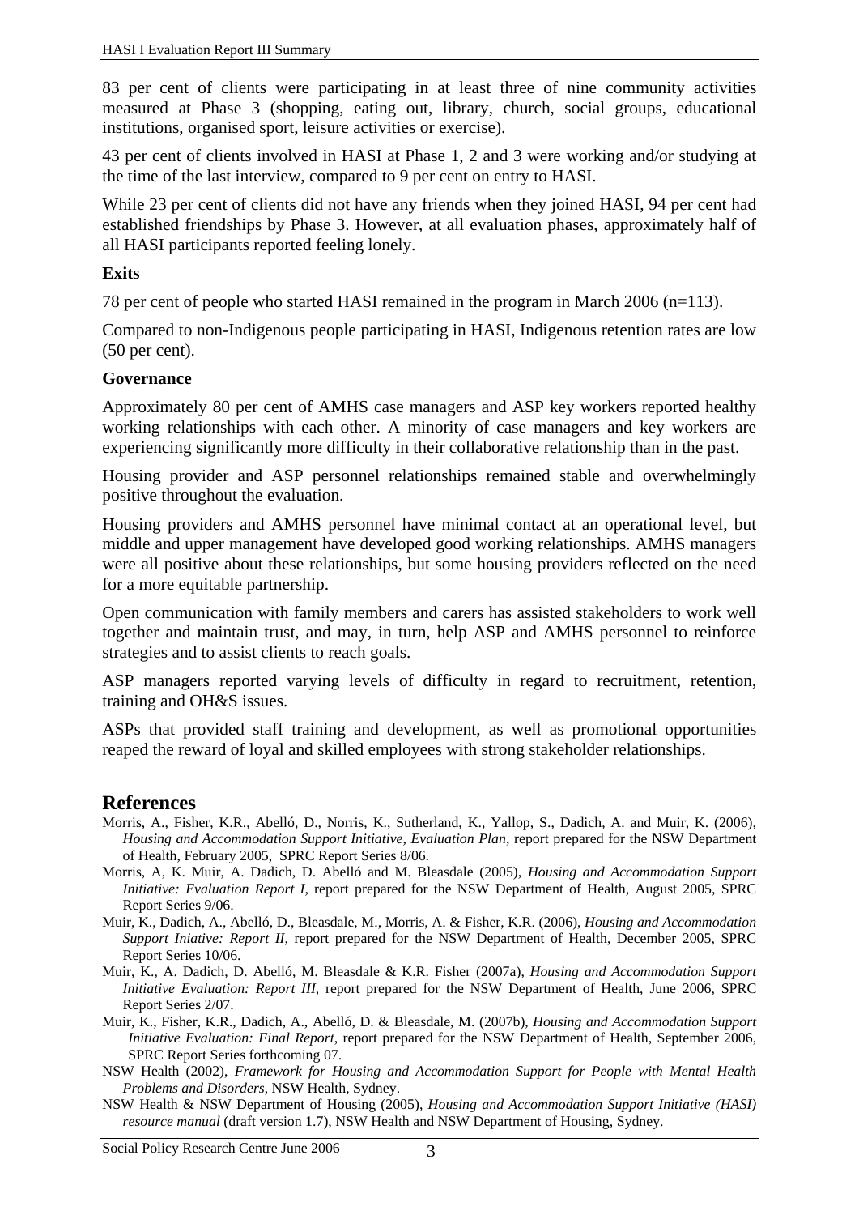83 per cent of clients were participating in at least three of nine community activities measured at Phase 3 (shopping, eating out, library, church, social groups, educational institutions, organised sport, leisure activities or exercise).

43 per cent of clients involved in HASI at Phase 1, 2 and 3 were working and/or studying at the time of the last interview, compared to 9 per cent on entry to HASI.

While 23 per cent of clients did not have any friends when they joined HASI, 94 per cent had established friendships by Phase 3. However, at all evaluation phases, approximately half of all HASI participants reported feeling lonely.

**Exits**

78 per cent of people who started HASI remained in the program in March 2006 (n=113).

Compared to non-Indigenous people participating in HASI, Indigenous retention rates are low (50 per cent).

**Governance**

Approximately 80 per cent of AMHS case managers and ASP key workers reported healthy working relationships with each other. A minority of case managers and key workers are experiencing significantly more difficulty in their collaborative relationship than in the past.

Housing provider and ASP personnel relationships remained stable and overwhelmingly positive throughout the evaluation.

Housing providers and AMHS personnel have minimal contact at an operational level, but middle and upper management have developed good working relationships. AMHS managers were all positive about these relationships, but some housing providers reflected on the need for a more equitable partnership.

Open communication with family members and carers has assisted stakeholders to work well together and maintain trust, and may, in turn, help ASP and AMHS personnel to reinforce strategies and to assist clients to reach goals.

ASP managers reported varying levels of difficulty in regard to recruitment, retention, training and OH&S issues.

ASPs that provided staff training and development, as well as promotional opportunities reaped the reward of loyal and skilled employees with strong stakeholder relationships.

## References

Morris, A., Fisher, K.R., Abelló, D., Norris, K., Sutherland, K., Yallop, S., Dadich, A. and Muir, K. (2006), *Housing and Accommodation Support Initiative, Evaluation Plan*, report prepared for the NSW Department of Health, February 2005, SPRC Report Series 8/06.

Morris, A, K. Muir, A. Dadich, D. Abelló and M. Bleasdale (2005), *Housing and Accommodation Support Initiative: Evaluation Report I,* report prepared for the NSW Department of Health, August 2005, SPRC Report Series 9/06.

Muir, K., Dadich, A., Abelló, D., Bleasdale, M., Morris, A. & Fisher, K.R. (2006), *Housing and Accommodation Support Iniative: Report II,* report prepared for the NSW Department of Health, December 2005, SPRC Report Series 10/06.

Muir, K., A. Dadich, D. Abelló, M. Bleasdale & K.R. Fisher (2007a), *Housing and Accommodation Support Initiative Evaluation: Report III*, report prepared for the NSW Department of Health, June 2006, SPRC Report Series 2/07.

Muir, K., Fisher, K.R., Dadich, A., Abelló, D. & Bleasdale, M. (2007b), *Housing and Accommodation Support Initiative Evaluation: Final Report*, report prepared for the NSW Department of Health, September 2006, SPRC Report Series forthcoming 07.

NSW Health (2002), *Framework for Housing and Accommodation Support for People with Mental Health Problems and Disorders*, NSW Health, Sydney.

NSW Health & NSW Department of Housing (2005), *Housing and Accommodation Support Initiative (HASI) resource manual* (draft version 1.7), NSW Health and NSW Department of Housing, Sydney.